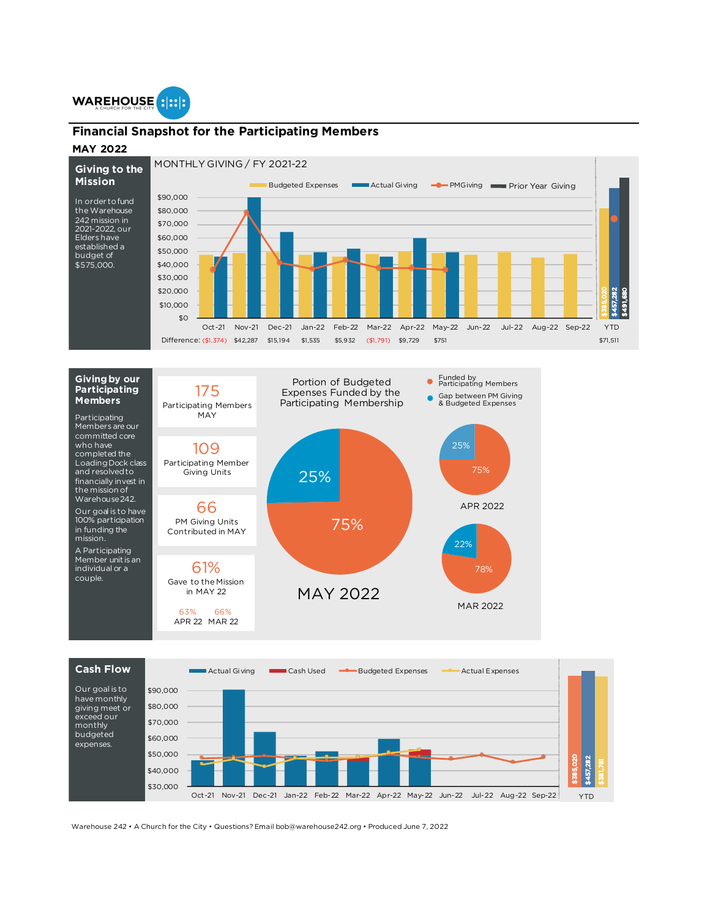WAREHOUSE
A CHURCH FOR THE CITY

## Financial Snapshot for the Participating Members

### MAY 2022

### Giving to the Mission

In order to fund the Warehouse 242 mission in 2021-2022, our Elders have established a budget of $575,000.

MONTHLY GIVING / FY 2021-22

Budgeted Expenses | Actual Giving | PMGiving | Prior Year Giving

| | Oct-21 | Nov-21 | Dec-21 | Jan-22 | Feb-22 | Mar-22 | Apr-22 | May-22 | Jun-22 | Jul-22 | Aug-22 | Sep-22 | YTD |
|---|---|---|---|---|---|---|---|---|---|---|---|---|---|
| Difference: | ($1,374) | $42,287 | $15,194 | $1,535 | $5,932 | ($1,791) | $9,729 | $751 | | | | | $71,511 |

YTD: $385,020 | $457,282 | $491,680

### Giving by our Participating Members

Participating Members are our committed core who have completed the Loading Dock class and resolved to financially invest in the mission of Warehouse242.

Our goal is to have 100% participation in funding the mission.

A Participating Member unit is an individual or a couple.

**175**
Participating Members MAY

**109**
Participating Member Giving Units

**66**
PM Giving Units Contributed in MAY

**61%**
Gave to the Mission in MAY 22

63% APR 22 | 66% MAR 22

Portion of Budgeted Expenses Funded by the Participating Membership

Funded by Participating Members | Gap between PM Giving & Budgeted Expenses

| | Funded by Participating Members | Gap |
|---|---|---|
| MAY 2022 | 75% | 25% |
| APR 2022 | 75% | 25% |
| MAR 2022 | 78% | 22% |

### Cash Flow

Our goal is to have monthly giving meet or exceed our monthly budgeted expenses.

Actual Giving | Cash Used | Budgeted Expenses | Actual Expenses

Oct-21 | Nov-21 | Dec-21 | Jan-22 | Feb-22 | Mar-22 | Apr-22 | May-22 | Jun-22 | Jul-22 | Aug-22 | Sep-22

YTD: $385,020 | $457,282 | $381,781

Warehouse 242 • A Church for the City • Questions? Email bob@warehouse242.org • Produced June 7, 2022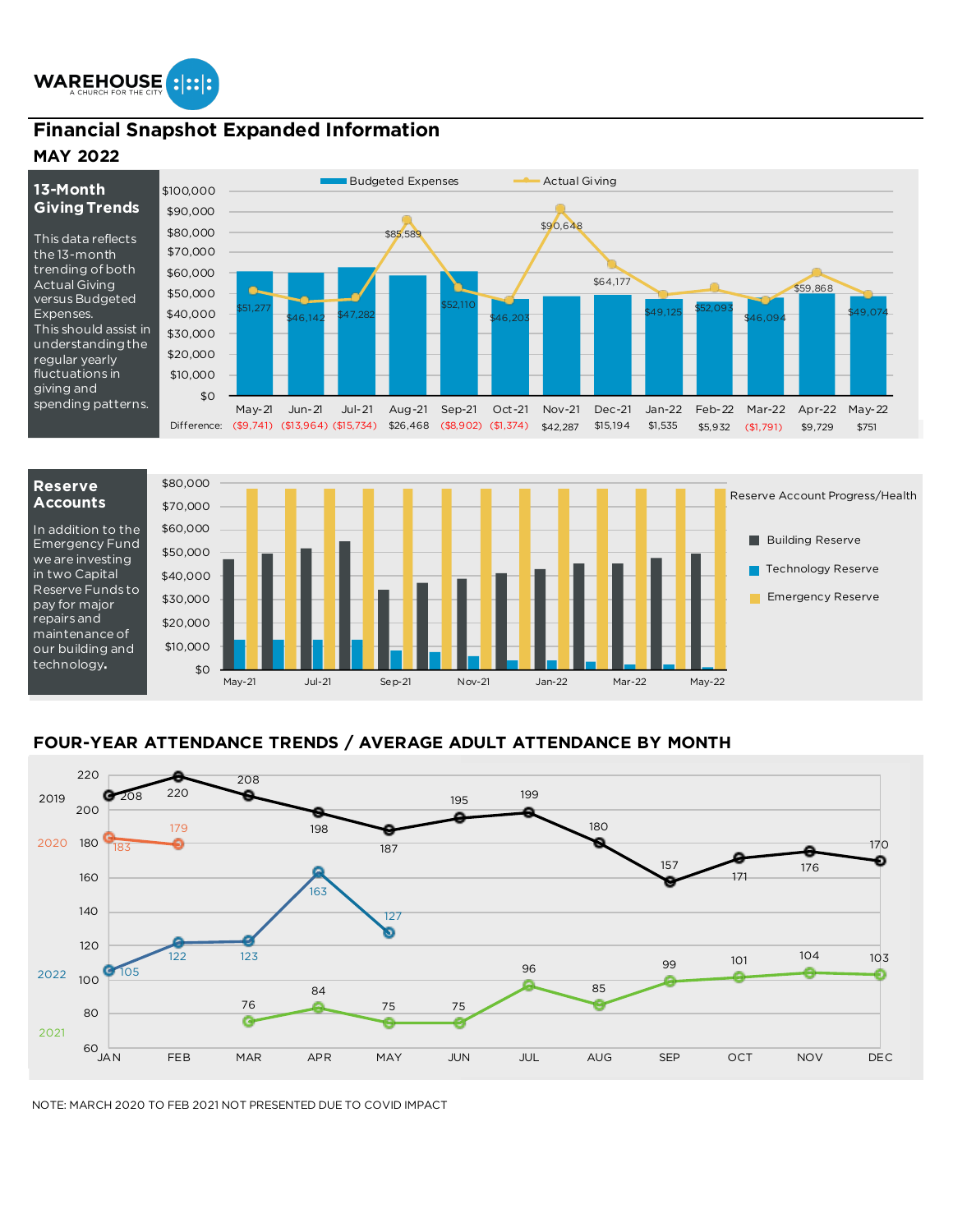WAREHOUSE
A CHURCH FOR THE CITY

# Financial Snapshot Expanded Information

## MAY 2022

### 13-Month Giving Trends

This data reflects the 13-month trending of both Actual Giving versus Budgeted Expenses. This should assist in understanding the regular yearly fluctuations in giving and spending patterns.

Budgeted Expenses
Actual Giving

$100,000
$90,000
$80,000
$70,000
$60,000
$50,000
$40,000
$30,000
$20,000
$10,000
$0

May-21 $51,277
Jun-21 $46,142
Jul-21 $47,282
Aug-21 $85,589
Sep-21 $52,110
Oct-21 $46,203
Nov-21 $90,648
Dec-21 $64,177
Jan-22 $49,125
Feb-22 $52,093
Mar-22 $46,094
Apr-22 $59,868
May-22 $49,074

Difference: ($9,741) ($13,964) ($15,734) $26,468 ($8,902) ($1,374) $42,287 $15,194 $1,535 $5,932 ($1,791) $9,729 $751

### Reserve Accounts

In addition to the Emergency Fund we are investing in two Capital Reserve Funds to pay for major repairs and maintenance of our building and technology.

$80,000
$70,000
$60,000
$50,000
$40,000
$30,000
$20,000
$10,000
$0

May-21 Jul-21 Sep-21 Nov-21 Jan-22 Mar-22 May-22

Reserve Account Progress/Health

Building Reserve
Technology Reserve
Emergency Reserve

## FOUR-YEAR ATTENDANCE TRENDS / AVERAGE ADULT ATTENDANCE BY MONTH

2019
2020
2022
2021

220
200
180
160
140
120
100
80
60

JAN FEB MAR APR MAY JUN JUL AUG SEP OCT NOV DEC

2019: 208 220 208 198 187 195 199 180 157 171 176 170

2020: 183 179

2022: 105 122 123 163 127

2021: 76 84 75 75 96 85 99 101 104 103

NOTE: MARCH 2020 TO FEB 2021 NOT PRESENTED DUE TO COVID IMPACT